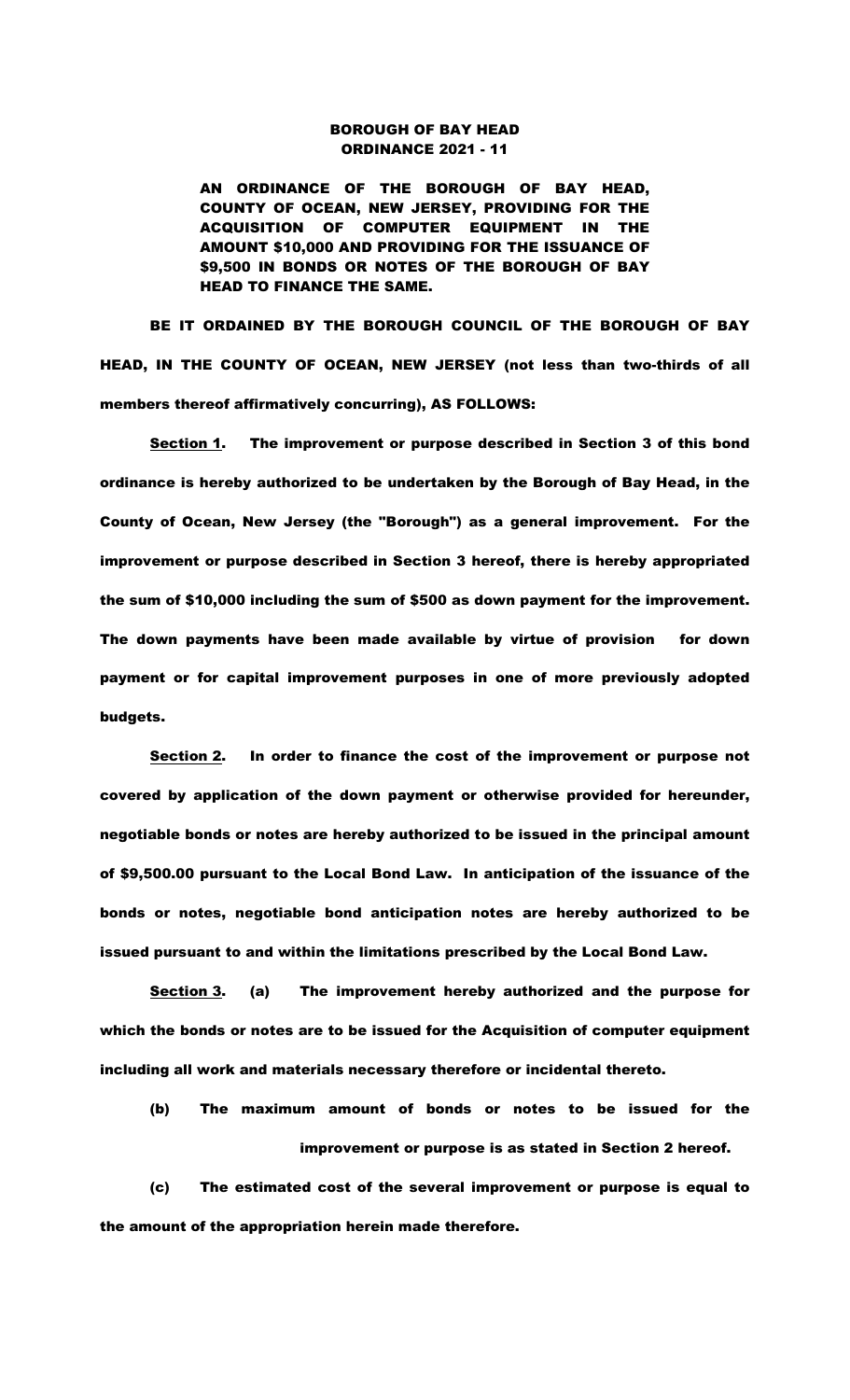# BOROUGH OF BAY HEAD
## ORDINANCE 2021 - 11

**AN ORDINANCE OF THE BOROUGH OF BAY HEAD, COUNTY OF OCEAN, NEW JERSEY, PROVIDING FOR THE ACQUISITION OF COMPUTER EQUIPMENT IN THE AMOUNT $10,000 AND PROVIDING FOR THE ISSUANCE OF $9,500 IN BONDS OR NOTES OF THE BOROUGH OF BAY HEAD TO FINANCE THE SAME.**

**BE IT ORDAINED BY THE BOROUGH COUNCIL OF THE BOROUGH OF BAY HEAD, IN THE COUNTY OF OCEAN, NEW JERSEY (not less than two-thirds of all members thereof affirmatively concurring), AS FOLLOWS:**

**Section 1.** The improvement or purpose described in Section 3 of this bond ordinance is hereby authorized to be undertaken by the Borough of Bay Head, in the County of Ocean, New Jersey (the "Borough") as a general improvement. For the improvement or purpose described in Section 3 hereof, there is hereby appropriated the sum of $10,000 including the sum of $500 as down payment for the improvement. The down payments have been made available by virtue of provision for down payment or for capital improvement purposes in one of more previously adopted budgets.

**Section 2.** In order to finance the cost of the improvement or purpose not covered by application of the down payment or otherwise provided for hereunder, negotiable bonds or notes are hereby authorized to be issued in the principal amount of $9,500.00 pursuant to the Local Bond Law. In anticipation of the issuance of the bonds or notes, negotiable bond anticipation notes are hereby authorized to be issued pursuant to and within the limitations prescribed by the Local Bond Law.

**Section 3.** (a) The improvement hereby authorized and the purpose for which the bonds or notes are to be issued for the Acquisition of computer equipment including all work and materials necessary therefore or incidental thereto.

(b) The maximum amount of bonds or notes to be issued for the improvement or purpose is as stated in Section 2 hereof.

(c) The estimated cost of the several improvement or purpose is equal to the amount of the appropriation herein made therefore.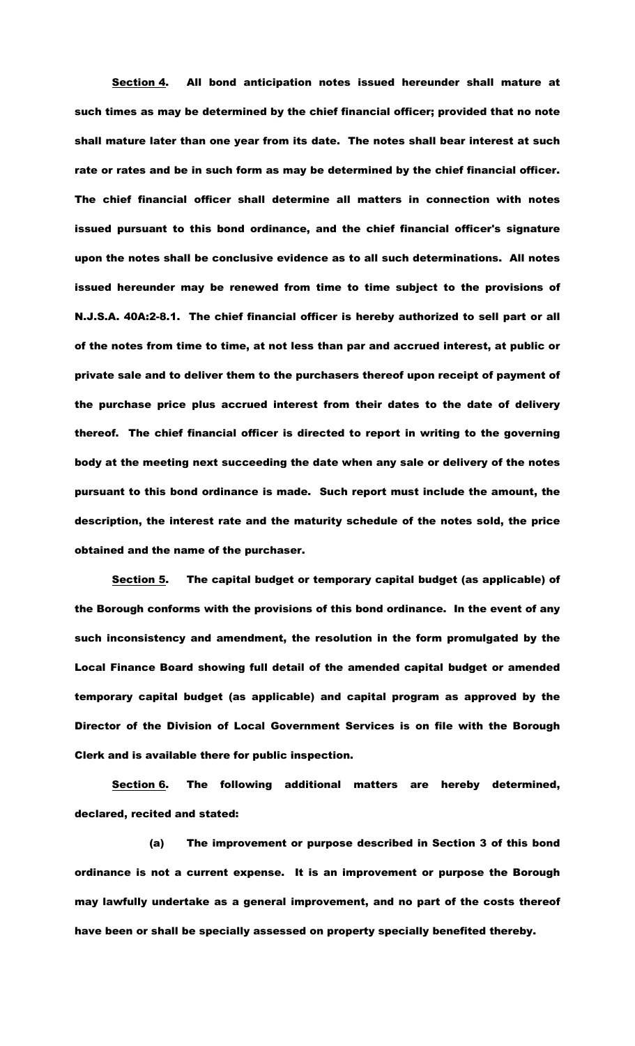**Section 4.** All bond anticipation notes issued hereunder shall mature at such times as may be determined by the chief financial officer; provided that no note shall mature later than one year from its date. The notes shall bear interest at such rate or rates and be in such form as may be determined by the chief financial officer. The chief financial officer shall determine all matters in connection with notes issued pursuant to this bond ordinance, and the chief financial officer's signature upon the notes shall be conclusive evidence as to all such determinations. All notes issued hereunder may be renewed from time to time subject to the provisions of N.J.S.A. 40A:2-8.1. The chief financial officer is hereby authorized to sell part or all of the notes from time to time, at not less than par and accrued interest, at public or private sale and to deliver them to the purchasers thereof upon receipt of payment of the purchase price plus accrued interest from their dates to the date of delivery thereof. The chief financial officer is directed to report in writing to the governing body at the meeting next succeeding the date when any sale or delivery of the notes pursuant to this bond ordinance is made. Such report must include the amount, the description, the interest rate and the maturity schedule of the notes sold, the price obtained and the name of the purchaser.

**Section 5.** The capital budget or temporary capital budget (as applicable) of the Borough conforms with the provisions of this bond ordinance. In the event of any such inconsistency and amendment, the resolution in the form promulgated by the Local Finance Board showing full detail of the amended capital budget or amended temporary capital budget (as applicable) and capital program as approved by the Director of the Division of Local Government Services is on file with the Borough Clerk and is available there for public inspection.

**Section 6.** The following additional matters are hereby determined, declared, recited and stated:

(a) The improvement or purpose described in Section 3 of this bond ordinance is not a current expense. It is an improvement or purpose the Borough may lawfully undertake as a general improvement, and no part of the costs thereof have been or shall be specially assessed on property specially benefited thereby.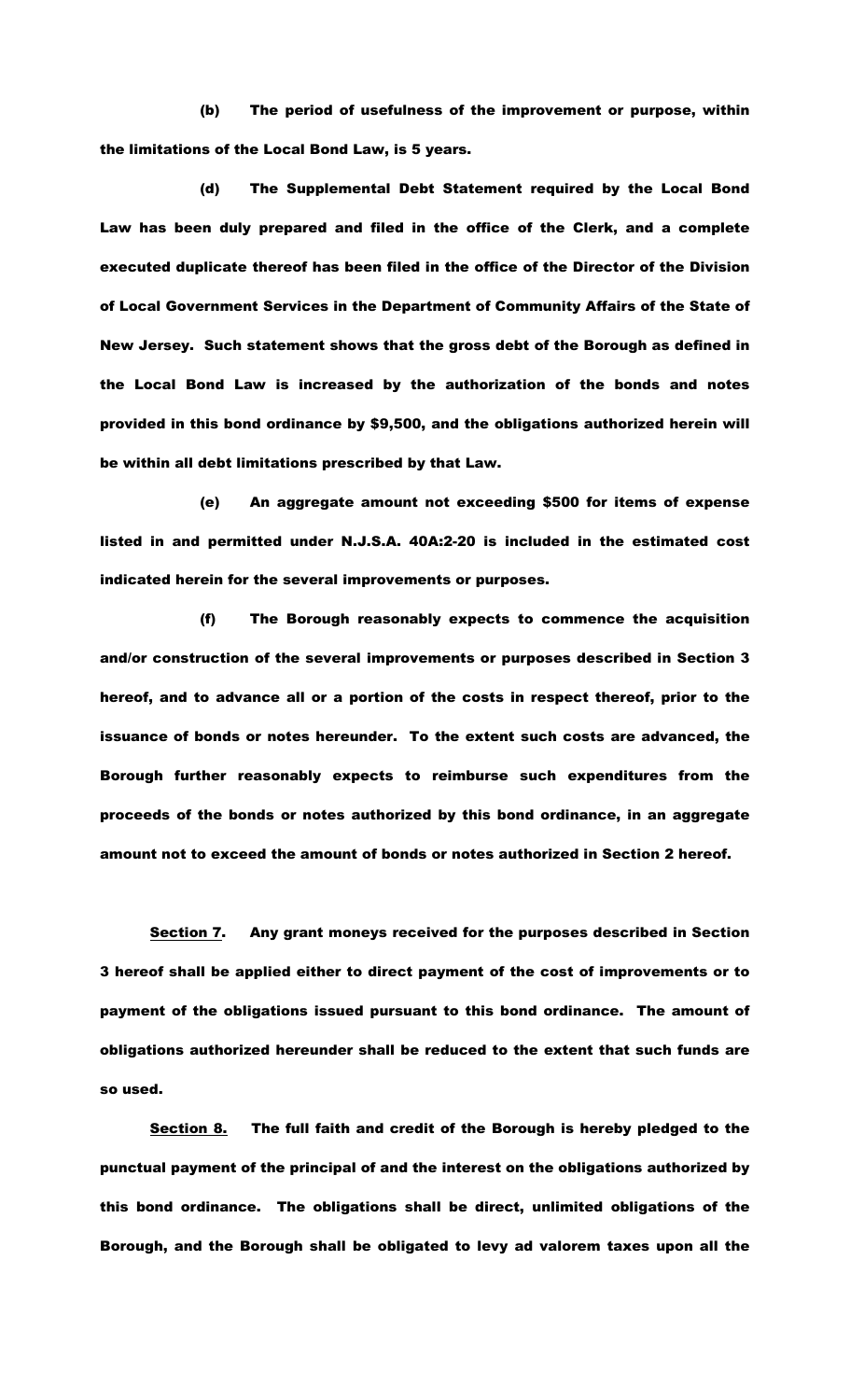(b) The period of usefulness of the improvement or purpose, within the limitations of the Local Bond Law, is 5 years.

(d) The Supplemental Debt Statement required by the Local Bond Law has been duly prepared and filed in the office of the Clerk, and a complete executed duplicate thereof has been filed in the office of the Director of the Division of Local Government Services in the Department of Community Affairs of the State of New Jersey. Such statement shows that the gross debt of the Borough as defined in the Local Bond Law is increased by the authorization of the bonds and notes provided in this bond ordinance by $9,500, and the obligations authorized herein will be within all debt limitations prescribed by that Law.

(e) An aggregate amount not exceeding $500 for items of expense listed in and permitted under N.J.S.A. 40A:2-20 is included in the estimated cost indicated herein for the several improvements or purposes.

(f) The Borough reasonably expects to commence the acquisition and/or construction of the several improvements or purposes described in Section 3 hereof, and to advance all or a portion of the costs in respect thereof, prior to the issuance of bonds or notes hereunder. To the extent such costs are advanced, the Borough further reasonably expects to reimburse such expenditures from the proceeds of the bonds or notes authorized by this bond ordinance, in an aggregate amount not to exceed the amount of bonds or notes authorized in Section 2 hereof.

**Section 7.** Any grant moneys received for the purposes described in Section 3 hereof shall be applied either to direct payment of the cost of improvements or to payment of the obligations issued pursuant to this bond ordinance. The amount of obligations authorized hereunder shall be reduced to the extent that such funds are so used.

**Section 8.** The full faith and credit of the Borough is hereby pledged to the punctual payment of the principal of and the interest on the obligations authorized by this bond ordinance. The obligations shall be direct, unlimited obligations of the Borough, and the Borough shall be obligated to levy ad valorem taxes upon all the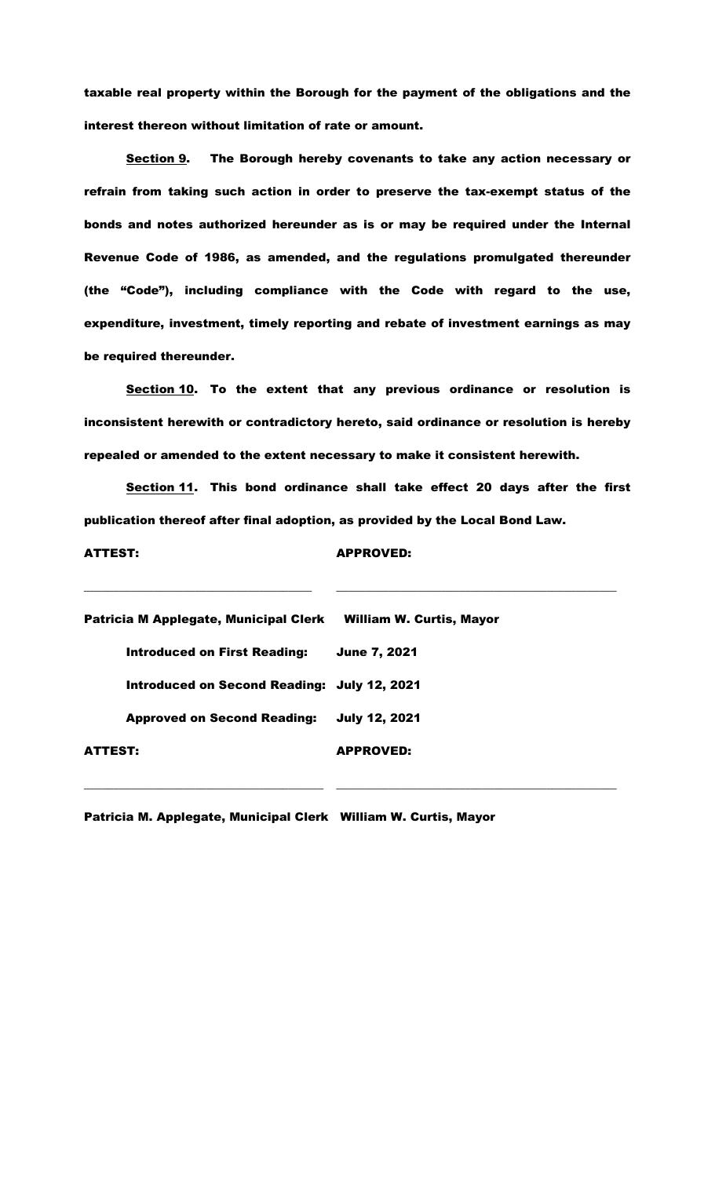**taxable real property within the Borough for the payment of the obligations and the interest thereon without limitation of rate or amount.**

**Section 9. The Borough hereby covenants to take any action necessary or refrain from taking such action in order to preserve the tax-exempt status of the bonds and notes authorized hereunder as is or may be required under the Internal Revenue Code of 1986, as amended, and the regulations promulgated thereunder (the "Code"), including compliance with the Code with regard to the use, expenditure, investment, timely reporting and rebate of investment earnings as may be required thereunder.**

**Section 10. To the extent that any previous ordinance or resolution is inconsistent herewith or contradictory hereto, said ordinance or resolution is hereby repealed or amended to the extent necessary to make it consistent herewith.**

**Section 11. This bond ordinance shall take effect 20 days after the first publication thereof after final adoption, as provided by the Local Bond Law.**

**ATTEST:** **APPROVED:**

\_\_\_\_\_\_\_\_\_\_\_\_\_\_\_\_\_\_\_\_\_\_\_\_\_\_\_\_ \_\_\_\_\_\_\_\_\_\_\_\_\_\_\_\_\_\_\_\_\_\_\_\_\_\_\_\_\_\_\_\_\_\_\_

**Patricia M Applegate, Municipal Clerk** **William W. Curtis, Mayor**

| | |
|---|---|
| **Introduced on First Reading:** | **June 7, 2021** |
| **Introduced on Second Reading:** | **July 12, 2021** |
| **Approved on Second Reading:** | **July 12, 2021** |

**ATTEST:** **APPROVED:**

\_\_\_\_\_\_\_\_\_\_\_\_\_\_\_\_\_\_\_\_\_\_\_\_\_\_\_\_ \_\_\_\_\_\_\_\_\_\_\_\_\_\_\_\_\_\_\_\_\_\_\_\_\_\_\_\_\_\_\_\_\_\_\_

**Patricia M. Applegate, Municipal Clerk** **William W. Curtis, Mayor**